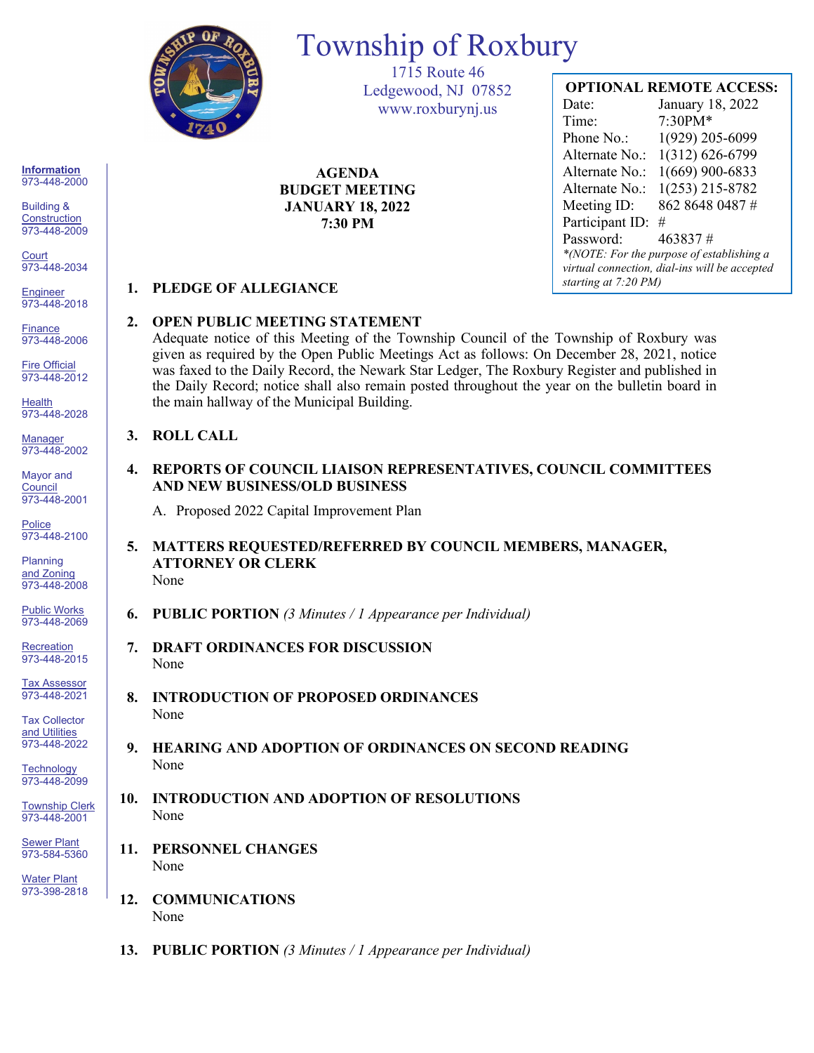# Township of Roxbury

1715 Route 46
Ledgewood, NJ 07852
www.roxburynj.us

**OPTIONAL REMOTE ACCESS:**

| | |
|---|---|
| Date: | January 18, 2022 |
| Time: | 7:30PM* |
| Phone No.: | 1(929) 205-6099 |
| Alternate No.: | 1(312) 626-6799 |
| Alternate No.: | 1(669) 900-6833 |
| Alternate No.: | 1(253) 215-8782 |
| Meeting ID: | 862 8648 0487 # |
| Participant ID: | # |
| Password: | 463837 # |

*\*(NOTE: For the purpose of establishing a virtual connection, dial-ins will be accepted starting at 7:20 PM)*

**Information**
973-448-2000

Building & Construction
973-448-2009

Court
973-448-2034

Engineer
973-448-2018

Finance
973-448-2006

Fire Official
973-448-2012

Health
973-448-2028

Manager
973-448-2002

Mayor and Council
973-448-2001

Police
973-448-2100

Planning and Zoning
973-448-2008

Public Works
973-448-2069

Recreation
973-448-2015

Tax Assessor
973-448-2021

Tax Collector and Utilities
973-448-2022

Technology
973-448-2099

Township Clerk
973-448-2001

Sewer Plant
973-584-5360

Water Plant
973-398-2818

**AGENDA**
**BUDGET MEETING**
**JANUARY 18, 2022**
**7:30 PM**

1. **PLEDGE OF ALLEGIANCE**

2. **OPEN PUBLIC MEETING STATEMENT**
   Adequate notice of this Meeting of the Township Council of the Township of Roxbury was given as required by the Open Public Meetings Act as follows: On December 28, 2021, notice was faxed to the Daily Record, the Newark Star Ledger, The Roxbury Register and published in the Daily Record; notice shall also remain posted throughout the year on the bulletin board in the main hallway of the Municipal Building.

3. **ROLL CALL**

4. **REPORTS OF COUNCIL LIAISON REPRESENTATIVES, COUNCIL COMMITTEES AND NEW BUSINESS/OLD BUSINESS**
   A. Proposed 2022 Capital Improvement Plan

5. **MATTERS REQUESTED/REFERRED BY COUNCIL MEMBERS, MANAGER, ATTORNEY OR CLERK**
   None

6. **PUBLIC PORTION** *(3 Minutes / 1 Appearance per Individual)*

7. **DRAFT ORDINANCES FOR DISCUSSION**
   None

8. **INTRODUCTION OF PROPOSED ORDINANCES**
   None

9. **HEARING AND ADOPTION OF ORDINANCES ON SECOND READING**
   None

10. **INTRODUCTION AND ADOPTION OF RESOLUTIONS**
    None

11. **PERSONNEL CHANGES**
    None

12. **COMMUNICATIONS**
    None

13. **PUBLIC PORTION** *(3 Minutes / 1 Appearance per Individual)*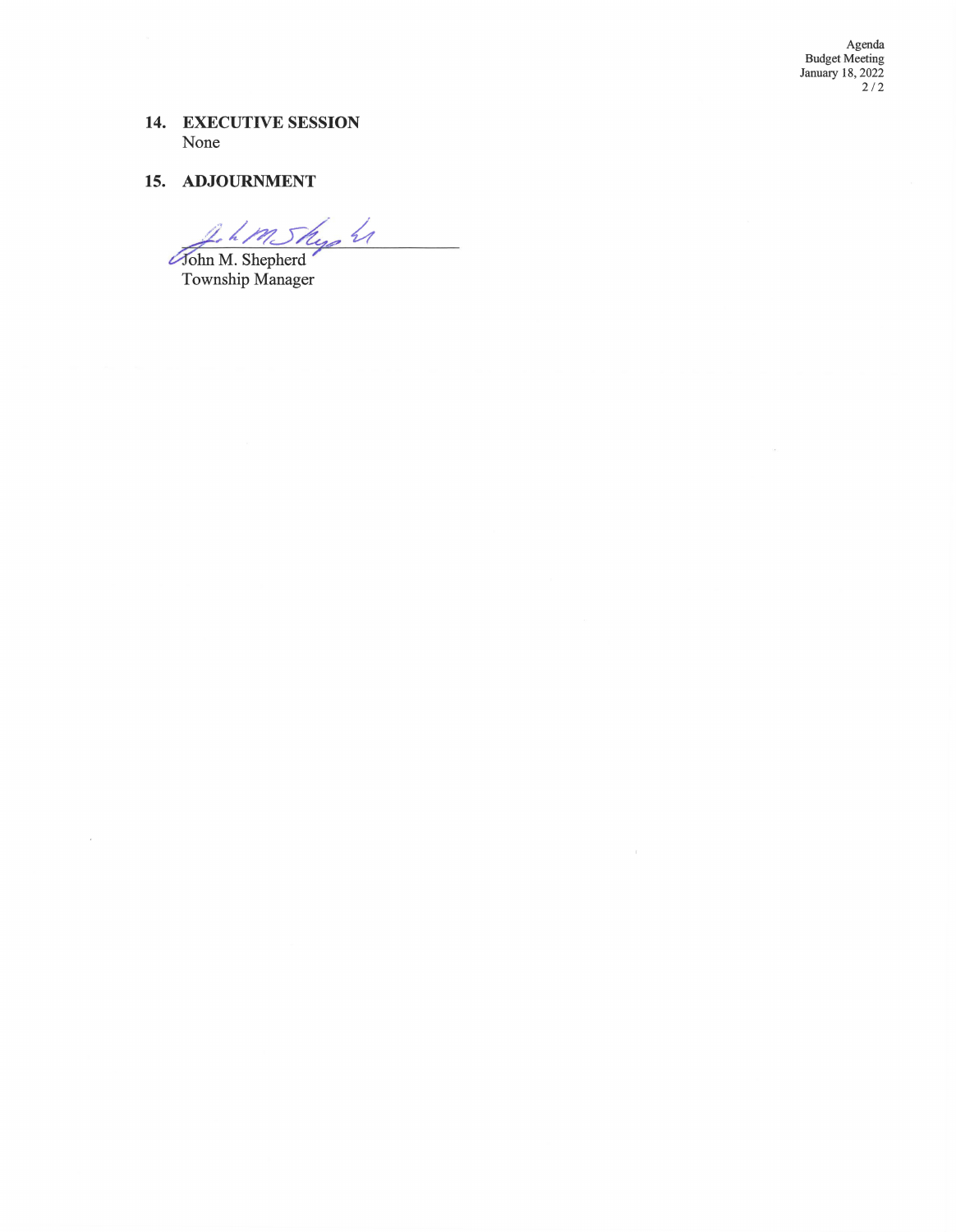## 14. EXECUTIVE SESSION

None

## 15. ADJOURNMENT

John M. Shepherd
Township Manager